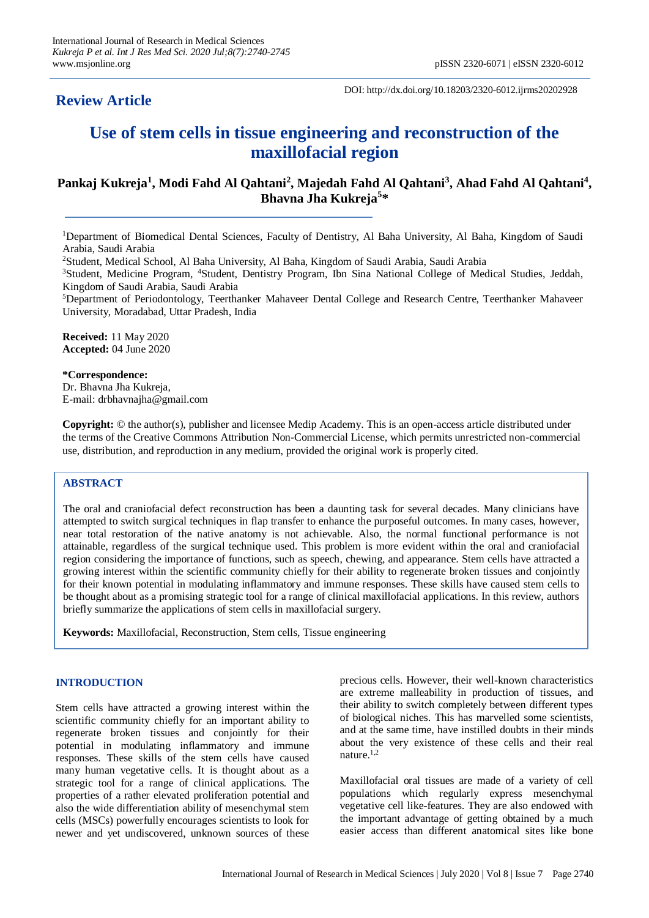DOI: http://dx.doi.org/10.18203/2320-6012.ijrms20202928

**Review Article**

# Use of stem cells in tissue engineering and reconstruction of the maxillofacial region

**Pankaj Kukreja[1], Modi Fahd Al Qahtani[2], Majedah Fahd Al Qahtani[3], Ahad Fahd Al Qahtani[4], Bhavna Jha Kukreja[5]***

[1]Department of Biomedical Dental Sciences, Faculty of Dentistry, Al Baha University, Al Baha, Kingdom of Saudi Arabia, Saudi Arabia

[2]Student, Medical School, Al Baha University, Al Baha, Kingdom of Saudi Arabia, Saudi Arabia

[3]Student, Medicine Program, [4]Student, Dentistry Program, Ibn Sina National College of Medical Studies, Jeddah, Kingdom of Saudi Arabia, Saudi Arabia

[5]Department of Periodontology, Teerthanker Mahaveer Dental College and Research Centre, Teerthanker Mahaveer University, Moradabad, Uttar Pradesh, India

**Received:** 11 May 2020
**Accepted:** 04 June 2020

***Correspondence:**
Dr. Bhavna Jha Kukreja,
E-mail: drbhavnajha@gmail.com

**Copyright:** © the author(s), publisher and licensee Medip Academy. This is an open-access article distributed under the terms of the Creative Commons Attribution Non-Commercial License, which permits unrestricted non-commercial use, distribution, and reproduction in any medium, provided the original work is properly cited.

## ABSTRACT

The oral and craniofacial defect reconstruction has been a daunting task for several decades. Many clinicians have attempted to switch surgical techniques in flap transfer to enhance the purposeful outcomes. In many cases, however, near total restoration of the native anatomy is not achievable. Also, the normal functional performance is not attainable, regardless of the surgical technique used. This problem is more evident within the oral and craniofacial region considering the importance of functions, such as speech, chewing, and appearance. Stem cells have attracted a growing interest within the scientific community chiefly for their ability to regenerate broken tissues and conjointly for their known potential in modulating inflammatory and immune responses. These skills have caused stem cells to be thought about as a promising strategic tool for a range of clinical maxillofacial applications. In this review, authors briefly summarize the applications of stem cells in maxillofacial surgery.

**Keywords:** Maxillofacial, Reconstruction, Stem cells, Tissue engineering

## INTRODUCTION

Stem cells have attracted a growing interest within the scientific community chiefly for an important ability to regenerate broken tissues and conjointly for their potential in modulating inflammatory and immune responses. These skills of the stem cells have caused many human vegetative cells. It is thought about as a strategic tool for a range of clinical applications. The properties of a rather elevated proliferation potential and also the wide differentiation ability of mesenchymal stem cells (MSCs) powerfully encourages scientists to look for newer and yet undiscovered, unknown sources of these precious cells. However, their well-known characteristics are extreme malleability in production of tissues, and their ability to switch completely between different types of biological niches. This has marvelled some scientists, and at the same time, have instilled doubts in their minds about the very existence of these cells and their real nature.[1,2]

Maxillofacial oral tissues are made of a variety of cell populations which regularly express mesenchymal vegetative cell like-features. They are also endowed with the important advantage of getting obtained by a much easier access than different anatomical sites like bone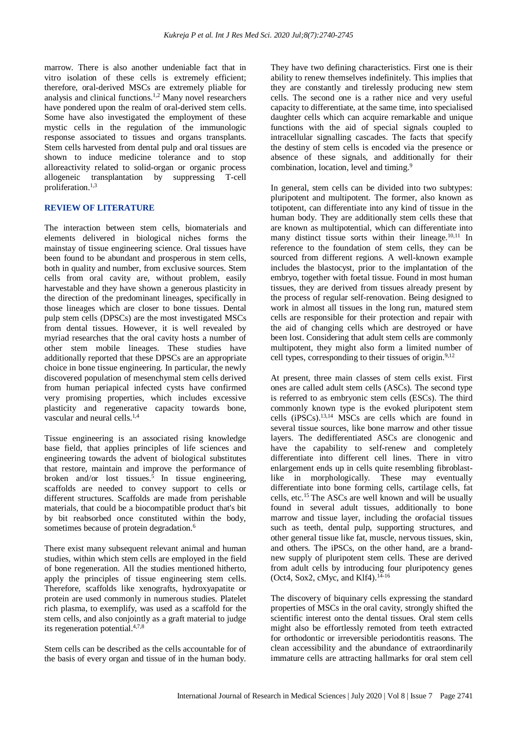marrow. There is also another undeniable fact that in vitro isolation of these cells is extremely efficient; therefore, oral-derived MSCs are extremely pliable for analysis and clinical functions.[1,2] Many novel researchers have pondered upon the realm of oral-derived stem cells. Some have also investigated the employment of these mystic cells in the regulation of the immunologic response associated to tissues and organs transplants. Stem cells harvested from dental pulp and oral tissues are shown to induce medicine tolerance and to stop alloreactivity related to solid-organ or organic process allogeneic transplantation by suppressing T-cell proliferation.[1,3]

## REVIEW OF LITERATURE

The interaction between stem cells, biomaterials and elements delivered in biological niches forms the mainstay of tissue engineering science. Oral tissues have been found to be abundant and prosperous in stem cells, both in quality and number, from exclusive sources. Stem cells from oral cavity are, without problem, easily harvestable and they have shown a generous plasticity in the direction of the predominant lineages, specifically in those lineages which are closer to bone tissues. Dental pulp stem cells (DPSCs) are the most investigated MSCs from dental tissues. However, it is well revealed by myriad researches that the oral cavity hosts a number of other stem mobile lineages. These studies have additionally reported that these DPSCs are an appropriate choice in bone tissue engineering. In particular, the newly discovered population of mesenchymal stem cells derived from human periapical infected cysts have confirmed very promising properties, which includes excessive plasticity and regenerative capacity towards bone, vascular and neural cells.[1,4]

Tissue engineering is an associated rising knowledge base field, that applies principles of life sciences and engineering towards the advent of biological substitutes that restore, maintain and improve the performance of broken and/or lost tissues.[5] In tissue engineering, scaffolds are needed to convey support to cells or different structures. Scaffolds are made from perishable materials, that could be a biocompatible product that's bit by bit reabsorbed once constituted within the body, sometimes because of protein degradation.[6]

There exist many subsequent relevant animal and human studies, within which stem cells are employed in the field of bone regeneration. All the studies mentioned hitherto, apply the principles of tissue engineering stem cells. Therefore, scaffolds like xenografts, hydroxyapatite or protein are used commonly in numerous studies. Platelet rich plasma, to exemplify, was used as a scaffold for the stem cells, and also conjointly as a graft material to judge its regeneration potential.[4,7,8]

Stem cells can be described as the cells accountable for of the basis of every organ and tissue of in the human body. They have two defining characteristics. First one is their ability to renew themselves indefinitely. This implies that they are constantly and tirelessly producing new stem cells. The second one is a rather nice and very useful capacity to differentiate, at the same time, into specialised daughter cells which can acquire remarkable and unique functions with the aid of special signals coupled to intracellular signalling cascades. The facts that specify the destiny of stem cells is encoded via the presence or absence of these signals, and additionally for their combination, location, level and timing.[9]

In general, stem cells can be divided into two subtypes: pluripotent and multipotent. The former, also known as totipotent, can differentiate into any kind of tissue in the human body. They are additionally stem cells these that are known as multipotential, which can differentiate into many distinct tissue sorts within their lineage.[10,11] In reference to the foundation of stem cells, they can be sourced from different regions. A well-known example includes the blastocyst, prior to the implantation of the embryo, together with foetal tissue. Found in most human tissues, they are derived from tissues already present by the process of regular self-renovation. Being designed to work in almost all tissues in the long run, matured stem cells are responsible for their protection and repair with the aid of changing cells which are destroyed or have been lost. Considering that adult stem cells are commonly multipotent, they might also form a limited number of cell types, corresponding to their tissues of origin.[9,12]

At present, three main classes of stem cells exist. First ones are called adult stem cells (ASCs). The second type is referred to as embryonic stem cells (ESCs). The third commonly known type is the evoked pluripotent stem cells (iPSCs).[13,14] MSCs are cells which are found in several tissue sources, like bone marrow and other tissue layers. The dedifferentiated ASCs are clonogenic and have the capability to self-renew and completely differentiate into different cell lines. There in vitro enlargement ends up in cells quite resembling fibroblast-like in morphologically. These may eventually differentiate into bone forming cells, cartilage cells, fat cells, etc.[15] The ASCs are well known and will be usually found in several adult tissues, additionally to bone marrow and tissue layer, including the orofacial tissues such as teeth, dental pulp, supporting structures, and other general tissue like fat, muscle, nervous tissues, skin, and others. The iPSCs, on the other hand, are a brand-new supply of pluripotent stem cells. These are derived from adult cells by introducing four pluripotency genes (Oct4, Sox2, cMyc, and Klf4).[14-16]

The discovery of biquinary cells expressing the standard properties of MSCs in the oral cavity, strongly shifted the scientific interest onto the dental tissues. Oral stem cells might also be effortlessly remoted from teeth extracted for orthodontic or irreversible periodontitis reasons. The clean accessibility and the abundance of extraordinarily immature cells are attracting hallmarks for oral stem cell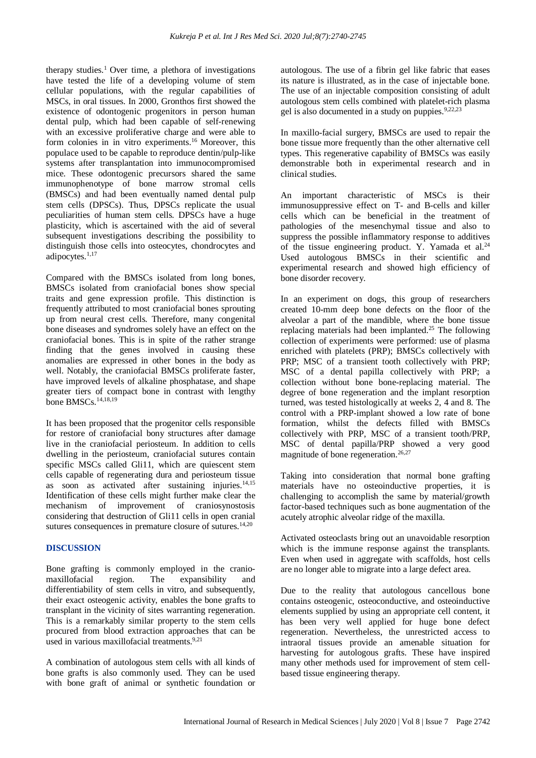therapy studies.[1] Over time, a plethora of investigations have tested the life of a developing volume of stem cellular populations, with the regular capabilities of MSCs, in oral tissues. In 2000, Gronthos first showed the existence of odontogenic progenitors in person human dental pulp, which had been capable of self-renewing with an excessive proliferative charge and were able to form colonies in in vitro experiments.[16] Moreover, this populace used to be capable to reproduce dentin/pulp-like systems after transplantation into immunocompromised mice. These odontogenic precursors shared the same immunophenotype of bone marrow stromal cells (BMSCs) and had been eventually named dental pulp stem cells (DPSCs). Thus, DPSCs replicate the usual peculiarities of human stem cells. DPSCs have a huge plasticity, which is ascertained with the aid of several subsequent investigations describing the possibility to distinguish those cells into osteocytes, chondrocytes and adipocytes.[1,17]

Compared with the BMSCs isolated from long bones, BMSCs isolated from craniofacial bones show special traits and gene expression profile. This distinction is frequently attributed to most craniofacial bones sprouting up from neural crest cells. Therefore, many congenital bone diseases and syndromes solely have an effect on the craniofacial bones. This is in spite of the rather strange finding that the genes involved in causing these anomalies are expressed in other bones in the body as well. Notably, the craniofacial BMSCs proliferate faster, have improved levels of alkaline phosphatase, and shape greater tiers of compact bone in contrast with lengthy bone BMSCs.[14,18,19]

It has been proposed that the progenitor cells responsible for restore of craniofacial bony structures after damage live in the craniofacial periosteum. In addition to cells dwelling in the periosteum, craniofacial sutures contain specific MSCs called Gli11, which are quiescent stem cells capable of regenerating dura and periosteum tissue as soon as activated after sustaining injuries.[14,15] Identification of these cells might further make clear the mechanism of improvement of craniosynostosis considering that destruction of Gli11 cells in open cranial sutures consequences in premature closure of sutures.[14,20]

## DISCUSSION

Bone grafting is commonly employed in the cranio-maxillofacial region. The expansibility and differentiability of stem cells in vitro, and subsequently, their exact osteogenic activity, enables the bone grafts to transplant in the vicinity of sites warranting regeneration. This is a remarkably similar property to the stem cells procured from blood extraction approaches that can be used in various maxillofacial treatments.[9,21]

A combination of autologous stem cells with all kinds of bone grafts is also commonly used. They can be used with bone graft of animal or synthetic foundation or autologous. The use of a fibrin gel like fabric that eases its nature is illustrated, as in the case of injectable bone. The use of an injectable composition consisting of adult autologous stem cells combined with platelet-rich plasma gel is also documented in a study on puppies.[9,22,23]

In maxillo-facial surgery, BMSCs are used to repair the bone tissue more frequently than the other alternative cell types. This regenerative capability of BMSCs was easily demonstrable both in experimental research and in clinical studies.

An important characteristic of MSCs is their immunosuppressive effect on T- and B-cells and killer cells which can be beneficial in the treatment of pathologies of the mesenchymal tissue and also to suppress the possible inflammatory response to additives of the tissue engineering product. Y. Yamada et al.[24] Used autologous BMSCs in their scientific and experimental research and showed high efficiency of bone disorder recovery.

In an experiment on dogs, this group of researchers created 10-mm deep bone defects on the floor of the alveolar a part of the mandible, where the bone tissue replacing materials had been implanted.[25] The following collection of experiments were performed: use of plasma enriched with platelets (PRP); BMSCs collectively with PRP; MSC of a transient tooth collectively with PRP; MSC of a dental papilla collectively with PRP; a collection without bone bone-replacing material. The degree of bone regeneration and the implant resorption turned, was tested histologically at weeks 2, 4 and 8. The control with a PRP-implant showed a low rate of bone formation, whilst the defects filled with BMSCs collectively with PRP, MSC of a transient tooth/PRP, MSC of dental papilla/PRP showed a very good magnitude of bone regeneration.[26,27]

Taking into consideration that normal bone grafting materials have no osteoinductive properties, it is challenging to accomplish the same by material/growth factor-based techniques such as bone augmentation of the acutely atrophic alveolar ridge of the maxilla.

Activated osteoclasts bring out an unavoidable resorption which is the immune response against the transplants. Even when used in aggregate with scaffolds, host cells are no longer able to migrate into a large defect area.

Due to the reality that autologous cancellous bone contains osteogenic, osteoconductive, and osteoinductive elements supplied by using an appropriate cell content, it has been very well applied for huge bone defect regeneration. Nevertheless, the unrestricted access to intraoral tissues provide an amenable situation for harvesting for autologous grafts. These have inspired many other methods used for improvement of stem cell-based tissue engineering therapy.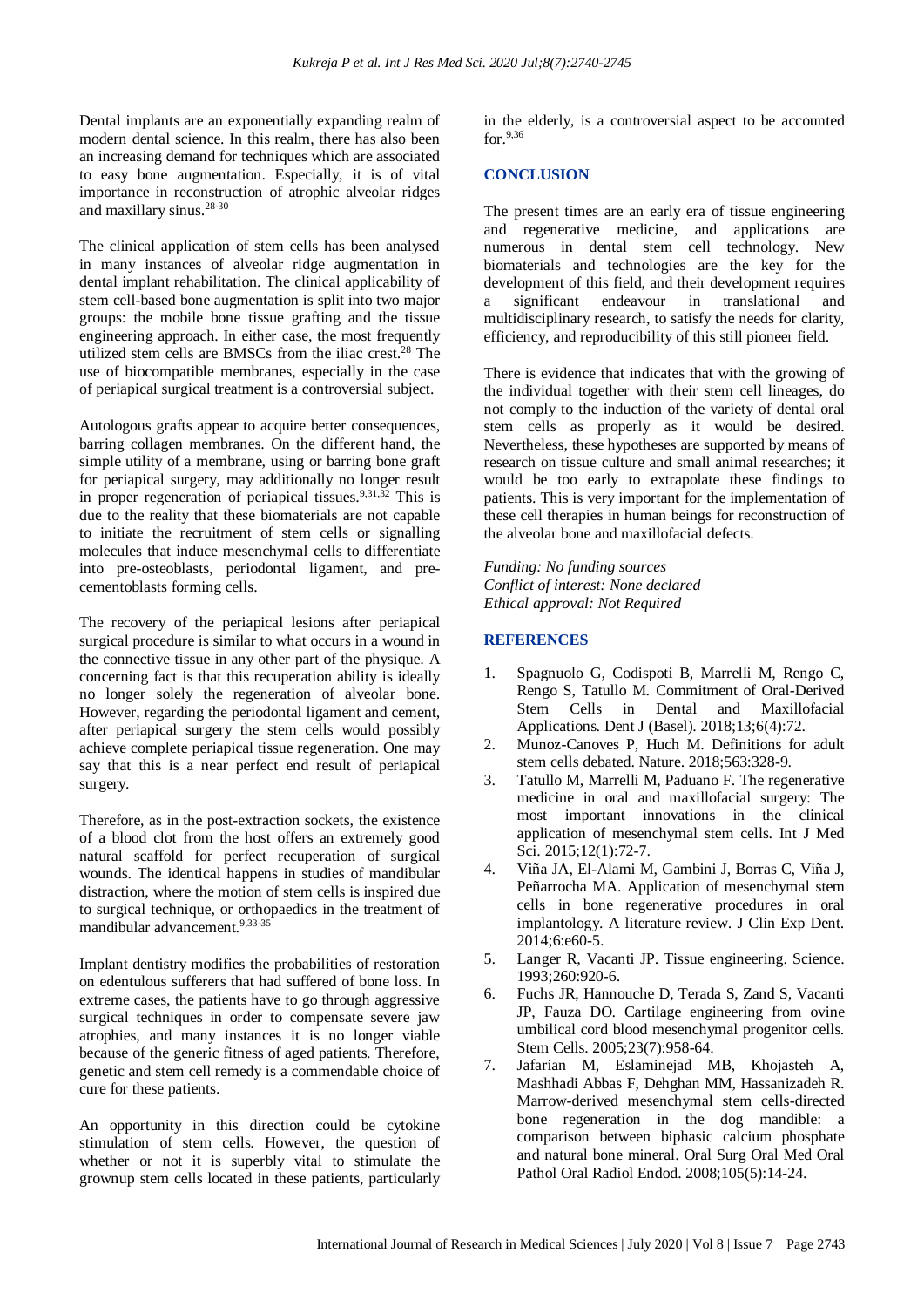Dental implants are an exponentially expanding realm of modern dental science. In this realm, there has also been an increasing demand for techniques which are associated to easy bone augmentation. Especially, it is of vital importance in reconstruction of atrophic alveolar ridges and maxillary sinus.[28-30]

The clinical application of stem cells has been analysed in many instances of alveolar ridge augmentation in dental implant rehabilitation. The clinical applicability of stem cell-based bone augmentation is split into two major groups: the mobile bone tissue grafting and the tissue engineering approach. In either case, the most frequently utilized stem cells are BMSCs from the iliac crest.[28] The use of biocompatible membranes, especially in the case of periapical surgical treatment is a controversial subject.

Autologous grafts appear to acquire better consequences, barring collagen membranes. On the different hand, the simple utility of a membrane, using or barring bone graft for periapical surgery, may additionally no longer result in proper regeneration of periapical tissues.[9,31,32] This is due to the reality that these biomaterials are not capable to initiate the recruitment of stem cells or signalling molecules that induce mesenchymal cells to differentiate into pre-osteoblasts, periodontal ligament, and pre-cementoblasts forming cells.

The recovery of the periapical lesions after periapical surgical procedure is similar to what occurs in a wound in the connective tissue in any other part of the physique. A concerning fact is that this recuperation ability is ideally no longer solely the regeneration of alveolar bone. However, regarding the periodontal ligament and cement, after periapical surgery the stem cells would possibly achieve complete periapical tissue regeneration. One may say that this is a near perfect end result of periapical surgery.

Therefore, as in the post-extraction sockets, the existence of a blood clot from the host offers an extremely good natural scaffold for perfect recuperation of surgical wounds. The identical happens in studies of mandibular distraction, where the motion of stem cells is inspired due to surgical technique, or orthopaedics in the treatment of mandibular advancement.[9,33-35]

Implant dentistry modifies the probabilities of restoration on edentulous sufferers that had suffered of bone loss. In extreme cases, the patients have to go through aggressive surgical techniques in order to compensate severe jaw atrophies, and many instances it is no longer viable because of the generic fitness of aged patients. Therefore, genetic and stem cell remedy is a commendable choice of cure for these patients.

An opportunity in this direction could be cytokine stimulation of stem cells. However, the question of whether or not it is superbly vital to stimulate the grownup stem cells located in these patients, particularly in the elderly, is a controversial aspect to be accounted for.[9,36]

## CONCLUSION

The present times are an early era of tissue engineering and regenerative medicine, and applications are numerous in dental stem cell technology. New biomaterials and technologies are the key for the development of this field, and their development requires a significant endeavour in translational and multidisciplinary research, to satisfy the needs for clarity, efficiency, and reproducibility of this still pioneer field.

There is evidence that indicates that with the growing of the individual together with their stem cell lineages, do not comply to the induction of the variety of dental oral stem cells as properly as it would be desired. Nevertheless, these hypotheses are supported by means of research on tissue culture and small animal researches; it would be too early to extrapolate these findings to patients. This is very important for the implementation of these cell therapies in human beings for reconstruction of the alveolar bone and maxillofacial defects.

*Funding: No funding sources*
*Conflict of interest: None declared*
*Ethical approval: Not Required*

## REFERENCES

1. Spagnuolo G, Codispoti B, Marrelli M, Rengo C, Rengo S, Tatullo M. Commitment of Oral-Derived Stem Cells in Dental and Maxillofacial Applications. Dent J (Basel). 2018;13;6(4):72.
2. Munoz-Canoves P, Huch M. Definitions for adult stem cells debated. Nature. 2018;563:328-9.
3. Tatullo M, Marrelli M, Paduano F. The regenerative medicine in oral and maxillofacial surgery: The most important innovations in the clinical application of mesenchymal stem cells. Int J Med Sci. 2015;12(1):72-7.
4. Viña JA, El-Alami M, Gambini J, Borras C, Viña J, Peñarrocha MA. Application of mesenchymal stem cells in bone regenerative procedures in oral implantology. A literature review. J Clin Exp Dent. 2014;6:e60-5.
5. Langer R, Vacanti JP. Tissue engineering. Science. 1993;260:920-6.
6. Fuchs JR, Hannouche D, Terada S, Zand S, Vacanti JP, Fauza DO. Cartilage engineering from ovine umbilical cord blood mesenchymal progenitor cells. Stem Cells. 2005;23(7):958-64.
7. Jafarian M, Eslaminejad MB, Khojasteh A, Mashhadi Abbas F, Dehghan MM, Hassanizadeh R. Marrow-derived mesenchymal stem cells-directed bone regeneration in the dog mandible: a comparison between biphasic calcium phosphate and natural bone mineral. Oral Surg Oral Med Oral Pathol Oral Radiol Endod. 2008;105(5):14-24.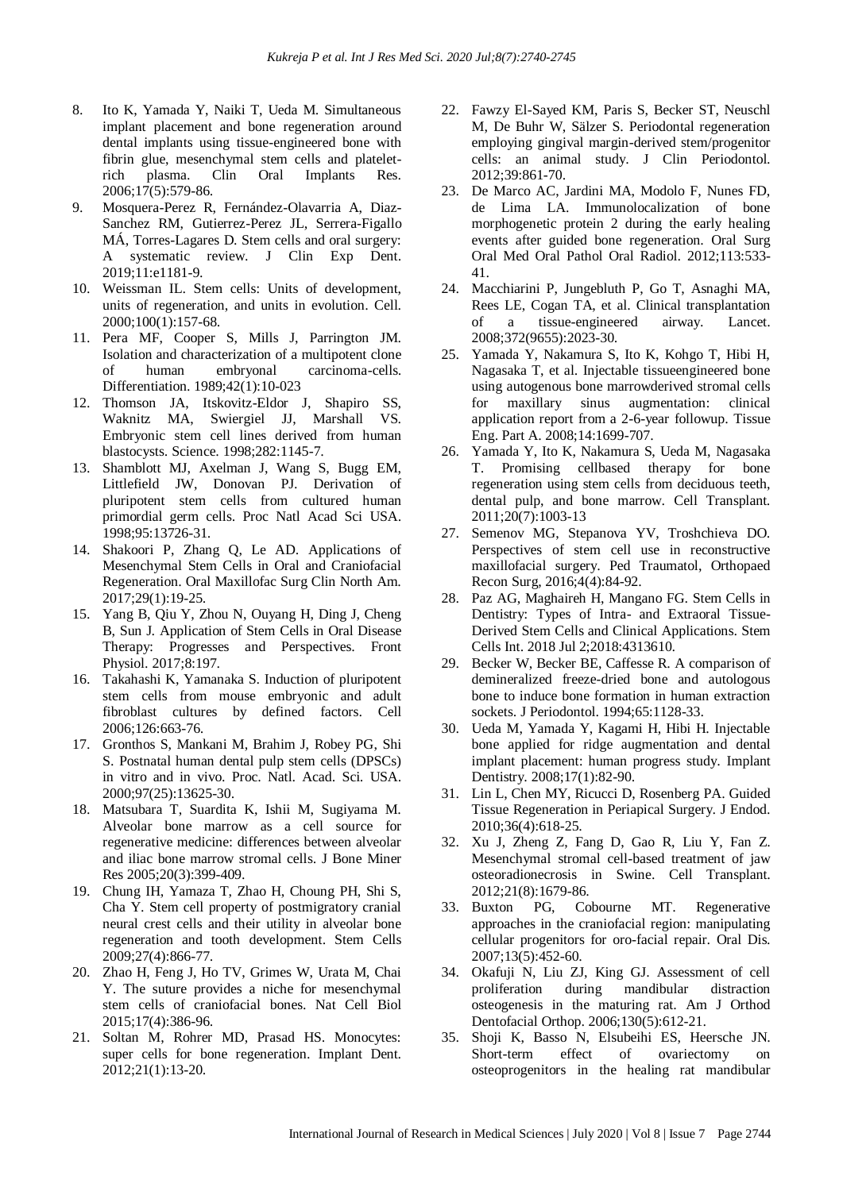8. Ito K, Yamada Y, Naiki T, Ueda M. Simultaneous implant placement and bone regeneration around dental implants using tissue-engineered bone with fibrin glue, mesenchymal stem cells and platelet-rich plasma. Clin Oral Implants Res. 2006;17(5):579-86.
9. Mosquera-Perez R, Fernández-Olavarria A, Diaz-Sanchez RM, Gutierrez-Perez JL, Serrera-Figallo MÁ, Torres-Lagares D. Stem cells and oral surgery: A systematic review. J Clin Exp Dent. 2019;11:e1181-9.
10. Weissman IL. Stem cells: Units of development, units of regeneration, and units in evolution. Cell. 2000;100(1):157-68.
11. Pera MF, Cooper S, Mills J, Parrington JM. Isolation and characterization of a multipotent clone of human embryonal carcinoma-cells. Differentiation. 1989;42(1):10-023
12. Thomson JA, Itskovitz-Eldor J, Shapiro SS, Waknitz MA, Swiergiel JJ, Marshall VS. Embryonic stem cell lines derived from human blastocysts. Science. 1998;282:1145-7.
13. Shamblott MJ, Axelman J, Wang S, Bugg EM, Littlefield JW, Donovan PJ. Derivation of pluripotent stem cells from cultured human primordial germ cells. Proc Natl Acad Sci USA. 1998;95:13726-31.
14. Shakoori P, Zhang Q, Le AD. Applications of Mesenchymal Stem Cells in Oral and Craniofacial Regeneration. Oral Maxillofac Surg Clin North Am. 2017;29(1):19-25.
15. Yang B, Qiu Y, Zhou N, Ouyang H, Ding J, Cheng B, Sun J. Application of Stem Cells in Oral Disease Therapy: Progresses and Perspectives. Front Physiol. 2017;8:197.
16. Takahashi K, Yamanaka S. Induction of pluripotent stem cells from mouse embryonic and adult fibroblast cultures by defined factors. Cell 2006;126:663-76.
17. Gronthos S, Mankani M, Brahim J, Robey PG, Shi S. Postnatal human dental pulp stem cells (DPSCs) in vitro and in vivo. Proc. Natl. Acad. Sci. USA. 2000;97(25):13625-30.
18. Matsubara T, Suardita K, Ishii M, Sugiyama M. Alveolar bone marrow as a cell source for regenerative medicine: differences between alveolar and iliac bone marrow stromal cells. J Bone Miner Res 2005;20(3):399-409.
19. Chung IH, Yamaza T, Zhao H, Choung PH, Shi S, Cha Y. Stem cell property of postmigratory cranial neural crest cells and their utility in alveolar bone regeneration and tooth development. Stem Cells 2009;27(4):866-77.
20. Zhao H, Feng J, Ho TV, Grimes W, Urata M, Chai Y. The suture provides a niche for mesenchymal stem cells of craniofacial bones. Nat Cell Biol 2015;17(4):386-96.
21. Soltan M, Rohrer MD, Prasad HS. Monocytes: super cells for bone regeneration. Implant Dent. 2012;21(1):13-20.
22. Fawzy El-Sayed KM, Paris S, Becker ST, Neuschl M, De Buhr W, Sälzer S. Periodontal regeneration employing gingival margin-derived stem/progenitor cells: an animal study. J Clin Periodontol. 2012;39:861-70.
23. De Marco AC, Jardini MA, Modolo F, Nunes FD, de Lima LA. Immunolocalization of bone morphogenetic protein 2 during the early healing events after guided bone regeneration. Oral Surg Oral Med Oral Pathol Oral Radiol. 2012;113:533-41.
24. Macchiarini P, Jungebluth P, Go T, Asnaghi MA, Rees LE, Cogan TA, et al. Clinical transplantation of a tissue-engineered airway. Lancet. 2008;372(9655):2023-30.
25. Yamada Y, Nakamura S, Ito K, Kohgo T, Hibi H, Nagasaka T, et al. Injectable tissueengineered bone using autogenous bone marrowderived stromal cells for maxillary sinus augmentation: clinical application report from a 2-6-year followup. Tissue Eng. Part A. 2008;14:1699-707.
26. Yamada Y, Ito K, Nakamura S, Ueda M, Nagasaka T. Promising cellbased therapy for bone regeneration using stem cells from deciduous teeth, dental pulp, and bone marrow. Cell Transplant. 2011;20(7):1003-13
27. Semenov MG, Stepanova YV, Troshchieva DO. Perspectives of stem cell use in reconstructive maxillofacial surgery. Ped Traumatol, Orthopaed Recon Surg, 2016;4(4):84-92.
28. Paz AG, Maghaireh H, Mangano FG. Stem Cells in Dentistry: Types of Intra- and Extraoral Tissue-Derived Stem Cells and Clinical Applications. Stem Cells Int. 2018 Jul 2;2018:4313610.
29. Becker W, Becker BE, Caffesse R. A comparison of demineralized freeze-dried bone and autologous bone to induce bone formation in human extraction sockets. J Periodontol. 1994;65:1128-33.
30. Ueda M, Yamada Y, Kagami H, Hibi H. Injectable bone applied for ridge augmentation and dental implant placement: human progress study. Implant Dentistry. 2008;17(1):82-90.
31. Lin L, Chen MY, Ricucci D, Rosenberg PA. Guided Tissue Regeneration in Periapical Surgery. J Endod. 2010;36(4):618-25.
32. Xu J, Zheng Z, Fang D, Gao R, Liu Y, Fan Z. Mesenchymal stromal cell-based treatment of jaw osteoradionecrosis in Swine. Cell Transplant. 2012;21(8):1679-86.
33. Buxton PG, Cobourne MT. Regenerative approaches in the craniofacial region: manipulating cellular progenitors for oro-facial repair. Oral Dis. 2007;13(5):452-60.
34. Okafuji N, Liu ZJ, King GJ. Assessment of cell proliferation during mandibular distraction osteogenesis in the maturing rat. Am J Orthod Dentofacial Orthop. 2006;130(5):612-21.
35. Shoji K, Basso N, Elsubeihi ES, Heersche JN. Short-term effect of ovariectomy on osteoprogenitors in the healing rat mandibular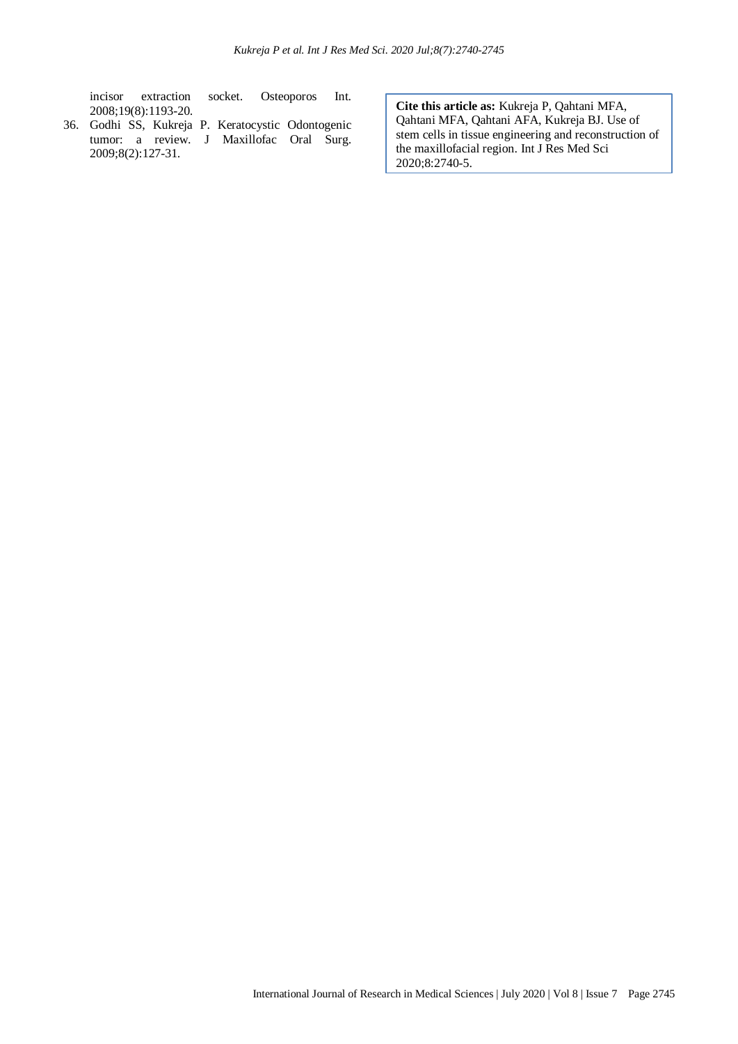incisor extraction socket. Osteoporos Int. 2008;19(8):1193-20.

36. Godhi SS, Kukreja P. Keratocystic Odontogenic tumor: a review. J Maxillofac Oral Surg. 2009;8(2):127-31.

**Cite this article as:** Kukreja P, Qahtani MFA, Qahtani MFA, Qahtani AFA, Kukreja BJ. Use of stem cells in tissue engineering and reconstruction of the maxillofacial region. Int J Res Med Sci 2020;8:2740-5.